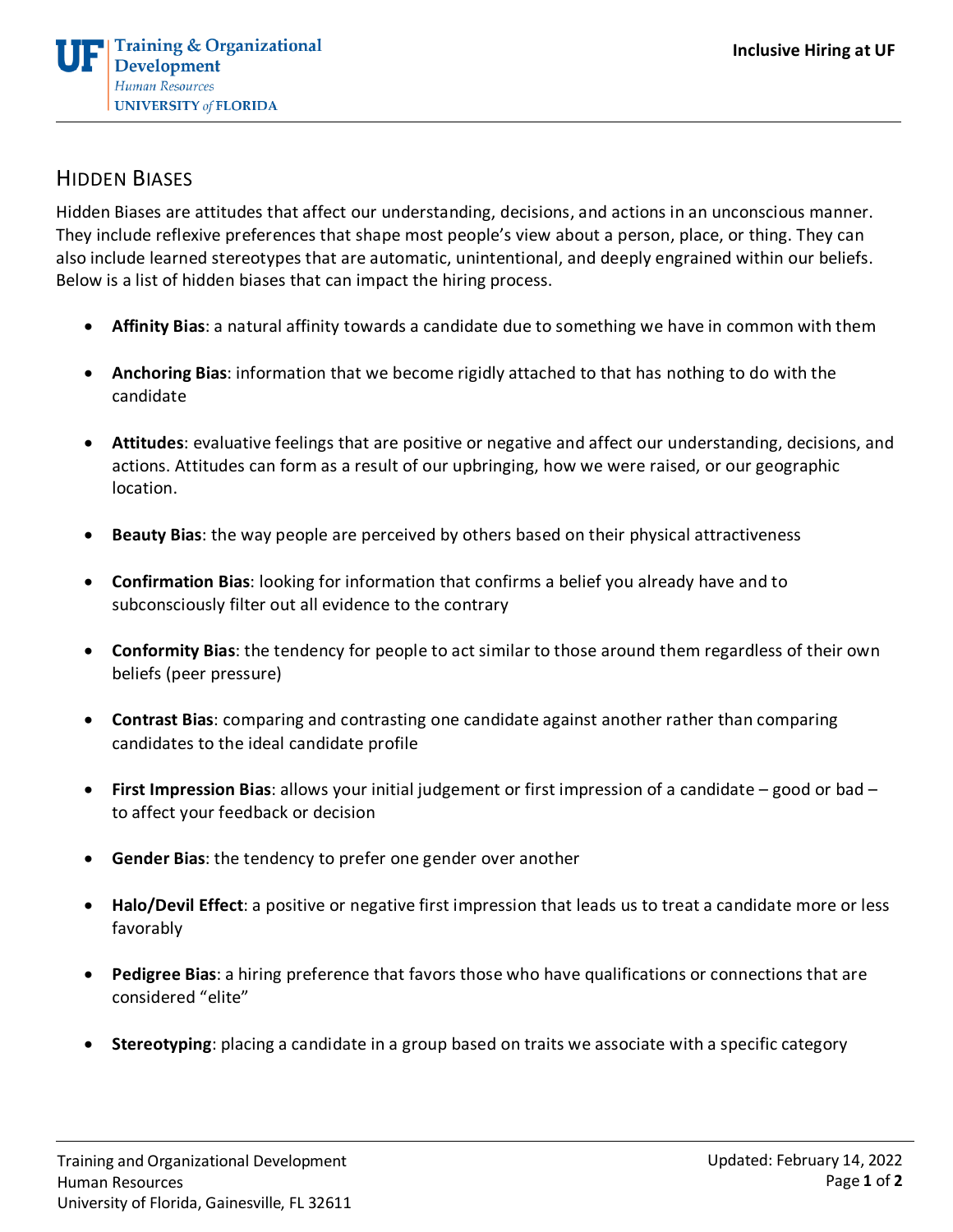# HIDDEN BIASES

Hidden Biases are attitudes that affect our understanding, decisions, and actions in an unconscious manner. They include reflexive preferences that shape most people's view about a person, place, or thing. They can also include learned stereotypes that are automatic, unintentional, and deeply engrained within our beliefs. Below is a list of hidden biases that can impact the hiring process.

- **Affinity Bias**: a natural affinity towards a candidate due to something we have in common with them
- **Anchoring Bias**: information that we become rigidly attached to that has nothing to do with the candidate
- **Attitudes**: evaluative feelings that are positive or negative and affect our understanding, decisions, and actions. Attitudes can form as a result of our upbringing, how we were raised, or our geographic location.
- **Beauty Bias**: the way people are perceived by others based on their physical attractiveness
- **Confirmation Bias**: looking for information that confirms a belief you already have and to subconsciously filter out all evidence to the contrary
- **Conformity Bias**: the tendency for people to act similar to those around them regardless of their own beliefs (peer pressure)
- **Contrast Bias**: comparing and contrasting one candidate against another rather than comparing candidates to the ideal candidate profile
- **First Impression Bias**: allows your initial judgement or first impression of a candidate – good or bad – to affect your feedback or decision
- **Gender Bias**: the tendency to prefer one gender over another
- **Halo/Devil Effect**: a positive or negative first impression that leads us to treat a candidate more or less favorably
- **Pedigree Bias**: a hiring preference that favors those who have qualifications or connections that are considered "elite"
- **Stereotyping**: placing a candidate in a group based on traits we associate with a specific category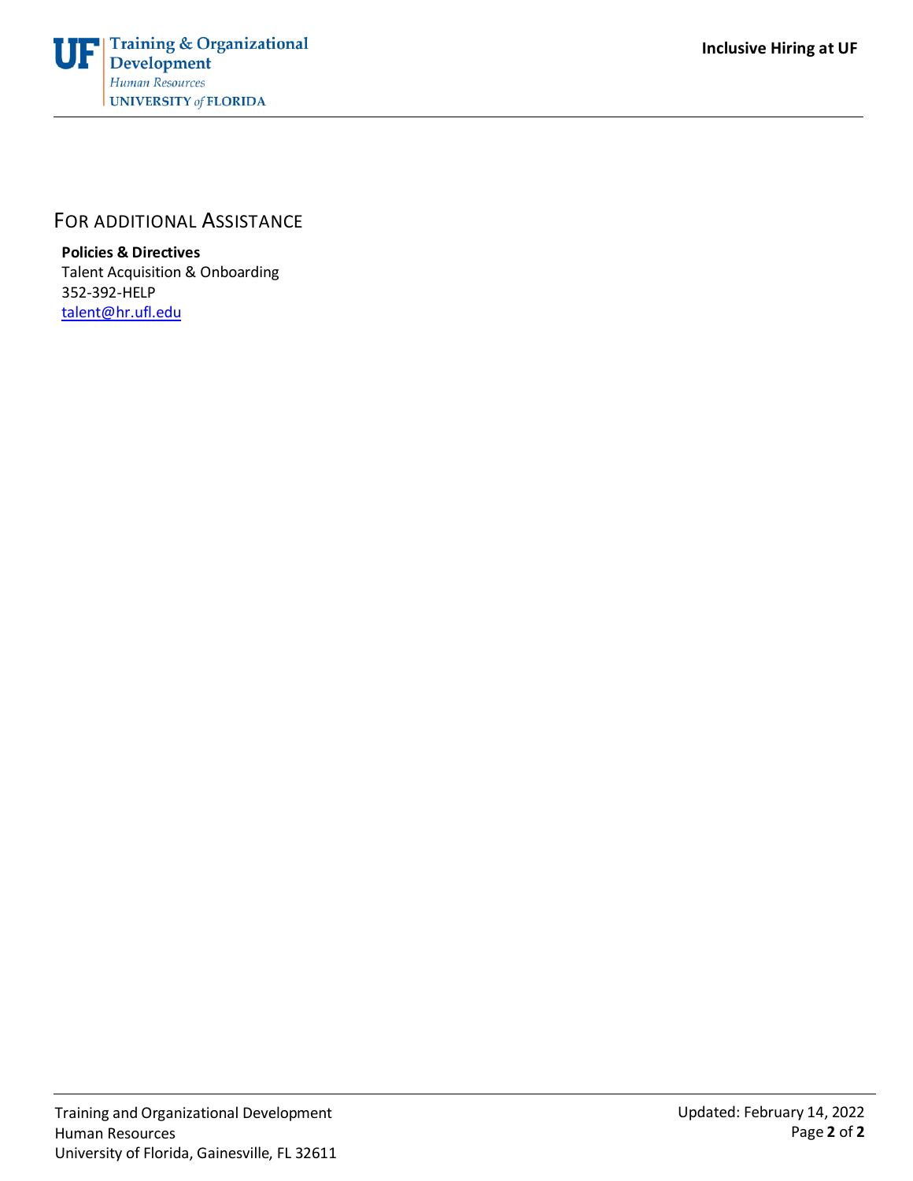## For Additional Assistance

**Policies & Directives**
Talent Acquisition & Onboarding
352-392-HELP
talent@hr.ufl.edu